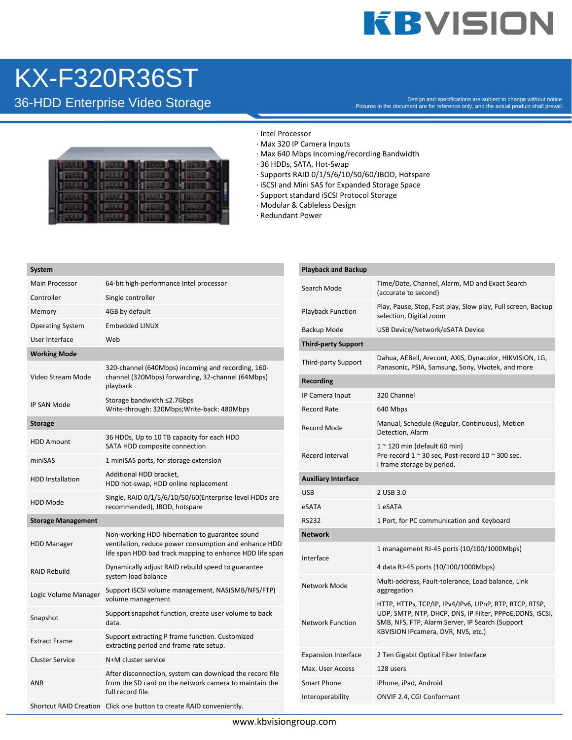# KX-F320R36ST

## 36-HDD Enterprise Video Storage

Design and specifications are subject to change without notice.
Pictures in the document are for reference only, and the actual product shall prevail.

- Intel Processor
- Max 320 IP Camera Inputs
- Max 640 Mbps Incoming/recording Bandwidth
- 36 HDDs, SATA, Hot-Swap
- Supports RAID 0/1/5/6/10/50/60/JBOD, Hotspare
- iSCSI and Mini SAS for Expanded Storage Space
- Support standard iSCSI Protocol Storage
- Modular & Cableless Design
- Redundant Power

| **System** | |
|---|---|
| Main Processor | 64-bit high-performance Intel processor |
| Controller | Single controller |
| Memory | 4GB by default |
| Operating System | Embedded LINUX |
| User Interface | Web |
| **Working Mode** | |
| Video Stream Mode | 320-channel (640Mbps) incoming and recording, 160-channel (320Mbps) forwarding, 32-channel (64Mbps) playback |
| IP SAN Mode | Storage bandwidth ≤2.7Gbps<br>Write-through: 320Mbps;Write-back: 480Mbps |
| **Storage** | |
| HDD Amount | 36 HDDs, Up to 10 TB capacity for each HDD<br>SATA HDD composite connection |
| miniSAS | 1 miniSAS ports, for storage extension |
| HDD Installation | Additional HDD bracket,<br>HDD hot-swap, HDD online replacement |
| HDD Mode | Single, RAID 0/1/5/6/10/50/60(Enterprise-level HDDs are recommended), JBOD, hotspare |
| **Storage Management** | |
| HDD Manager | Non-working HDD hibernation to guarantee sound ventilation, reduce power consumption and enhance HDD life span HDD bad track mapping to enhance HDD life span |
| RAID Rebuild | Dynamically adjust RAID rebuild speed to guarantee system load balance |
| Logic Volume Manager | Support iSCSI volume management, NAS(SMB/NFS/FTP) volume management |
| Snapshot | Support snapshot function, create user volume to back data. |
| Extract Frame | Support extracting P frame function. Customized extracting period and frame rate setup. |
| Cluster Service | N+M cluster service |
| ANR | After disconnection, system can download the record file from the SD card on the network camera to maintain the full record file. |
| Shortcut RAID Creation | Click one button to create RAID conveniently. |

| **Playback and Backup** | |
|---|---|
| Search Mode | Time/Date, Channel, Alarm, MD and Exact Search (accurate to second) |
| Playback Function | Play, Pause, Stop, Fast play, Slow play, Full screen, Backup selection, Digital zoom |
| Backup Mode | USB Device/Network/eSATA Device |
| **Third-party Support** | |
| Third-party Support | Dahua, AEBell, Arecont, AXIS, Dynacolor, HIKVISION, LG, Panasonic, PSIA, Samsung, Sony, Vivotek, and more |
| **Recording** | |
| IP Camera Input | 320 Channel |
| Record Rate | 640 Mbps |
| Record Mode | Manual, Schedule (Regular, Continuous), Motion Detection, Alarm |
| Record Interval | 1 ~ 120 min (default 60 min)<br>Pre-record 1 ~ 30 sec, Post-record 10 ~ 300 sec.<br>I frame storage by period. |
| **Auxiliary Interface** | |
| USB | 2 USB 3.0 |
| eSATA | 1 eSATA |
| RS232 | 1 Port, for PC communication and Keyboard |
| **Network** | |
| Interface | 1 management RJ-45 ports (10/100/1000Mbps)<br>4 data RJ-45 ports (10/100/1000Mbps) |
| Network Mode | Multi-address, Fault-tolerance, Load balance, Link aggregation |
| Network Function | HTTP, HTTPs, TCP/IP, IPv4/IPv6, UPnP, RTP, RTCP, RTSP, UDP, SMTP, NTP, DHCP, DNS, IP Filter, PPPoE,DDNS, iSCSI, SMB, NFS, FTP, Alarm Server, IP Search (Support KBVISION IPcamera, DVR, NVS, etc.)<br>. |
| Expansion Interface | 2 Ten Gigabit Optical Fiber Interface |
| Max. User Access | 128 users |
| Smart Phone | iPhone, iPad, Android |
| Interoperability | ONVIF 2.4, CGI Conformant |

www.kbvisiongroup.com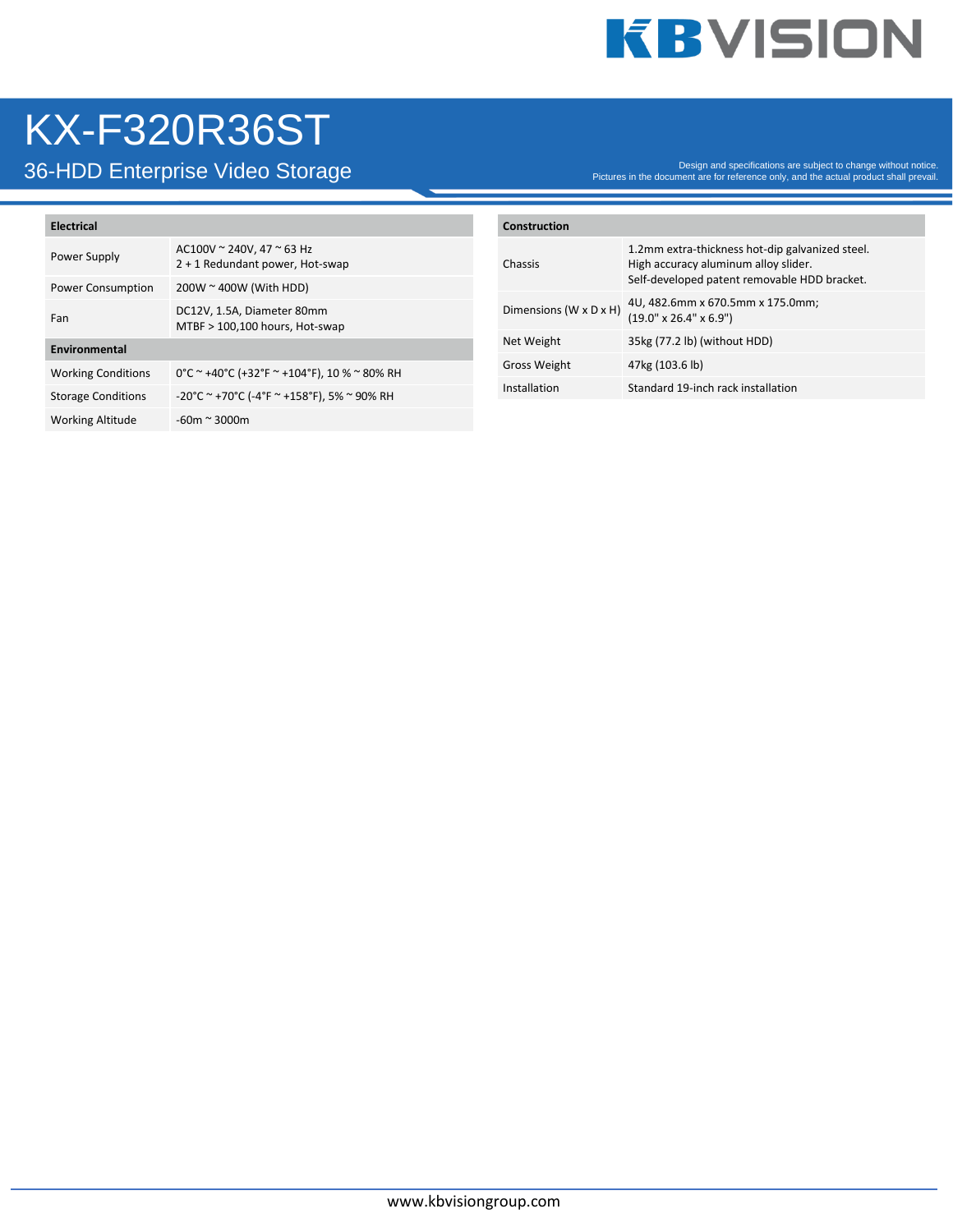# KX-F320R36ST

## 36-HDD Enterprise Video Storage

Design and specifications are subject to change without notice.
Pictures in the document are for reference only, and the actual product shall prevail.

| Electrical | |
|---|---|
| Power Supply | AC100V ~ 240V, 47 ~ 63 Hz<br>2 + 1 Redundant power, Hot-swap |
| Power Consumption | 200W ~ 400W (With HDD) |
| Fan | DC12V, 1.5A, Diameter 80mm<br>MTBF > 100,100 hours, Hot-swap |
| **Environmental** | |
| Working Conditions | 0°C ~ +40°C (+32°F ~ +104°F), 10 % ~ 80% RH |
| Storage Conditions | -20°C ~ +70°C (-4°F ~ +158°F), 5% ~ 90% RH |
| Working Altitude | -60m ~ 3000m |

| Construction | |
|---|---|
| Chassis | 1.2mm extra-thickness hot-dip galvanized steel.<br>High accuracy aluminum alloy slider.<br>Self-developed patent removable HDD bracket. |
| Dimensions (W x D x H) | 4U, 482.6mm x 670.5mm x 175.0mm;<br>(19.0" x 26.4" x 6.9") |
| Net Weight | 35kg (77.2 lb) (without HDD) |
| Gross Weight | 47kg (103.6 lb) |
| Installation | Standard 19-inch rack installation |

www.kbvisiongroup.com